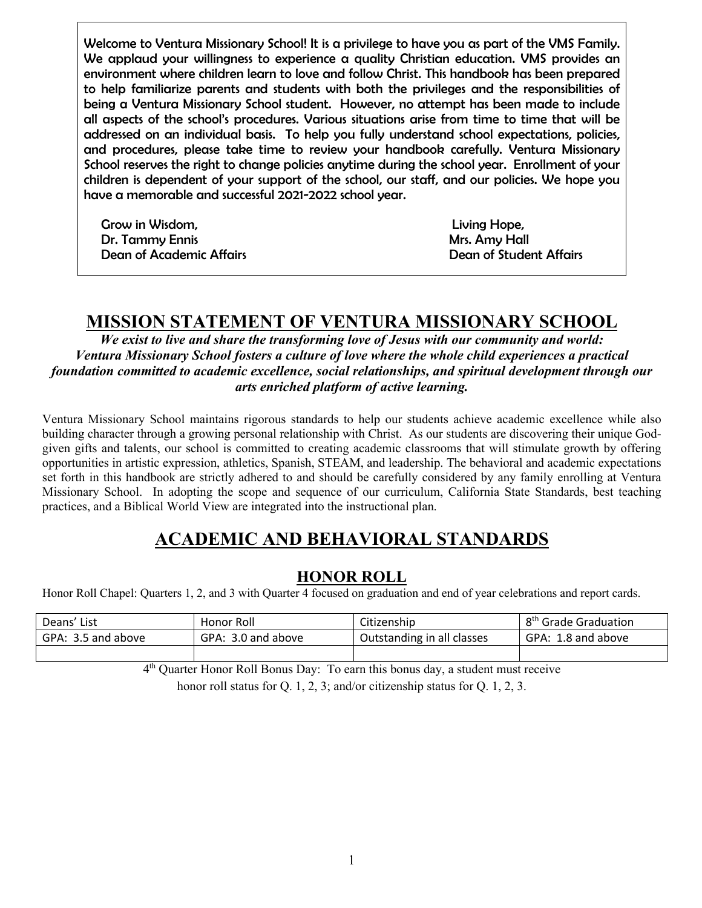Welcome to Ventura Missionary School! It is a privilege to have you as part of the VMS Family. We applaud your willingness to experience a quality Christian education. VMS provides an environment where children learn to love and follow Christ. This handbook has been prepared to help familiarize parents and students with both the privileges and the responsibilities of being a Ventura Missionary School student. However, no attempt has been made to include all aspects of the school's procedures. Various situations arise from time to time that will be addressed on an individual basis. To help you fully understand school expectations, policies, and procedures, please take time to review your handbook carefully. Ventura Missionary School reserves the right to change policies anytime during the school year. Enrollment of your children is dependent of your support of the school, our staff, and our policies. We hope you have a memorable and successful 2021-2022 school year.

Grow in Wisdom,
Dr. Tammy Ennis
Dean of Academic Affairs

Living Hope,
Mrs. Amy Hall
Dean of Student Affairs

# MISSION STATEMENT OF VENTURA MISSIONARY SCHOOL

***We exist to live and share the transforming love of Jesus with our community and world: Ventura Missionary School fosters a culture of love where the whole child experiences a practical foundation committed to academic excellence, social relationships, and spiritual development through our arts enriched platform of active learning.***

Ventura Missionary School maintains rigorous standards to help our students achieve academic excellence while also building character through a growing personal relationship with Christ. As our students are discovering their unique God-given gifts and talents, our school is committed to creating academic classrooms that will stimulate growth by offering opportunities in artistic expression, athletics, Spanish, STEAM, and leadership. The behavioral and academic expectations set forth in this handbook are strictly adhered to and should be carefully considered by any family enrolling at Ventura Missionary School. In adopting the scope and sequence of our curriculum, California State Standards, best teaching practices, and a Biblical World View are integrated into the instructional plan.

# ACADEMIC AND BEHAVIORAL STANDARDS

## HONOR ROLL

Honor Roll Chapel: Quarters 1, 2, and 3 with Quarter 4 focused on graduation and end of year celebrations and report cards.

| Deans' List | Honor Roll | Citizenship | 8th Grade Graduation |
|---|---|---|---|
| GPA: 3.5 and above | GPA: 3.0 and above | Outstanding in all classes | GPA: 1.8 and above |
| | | | |

4th Quarter Honor Roll Bonus Day: To earn this bonus day, a student must receive honor roll status for Q. 1, 2, 3; and/or citizenship status for Q. 1, 2, 3.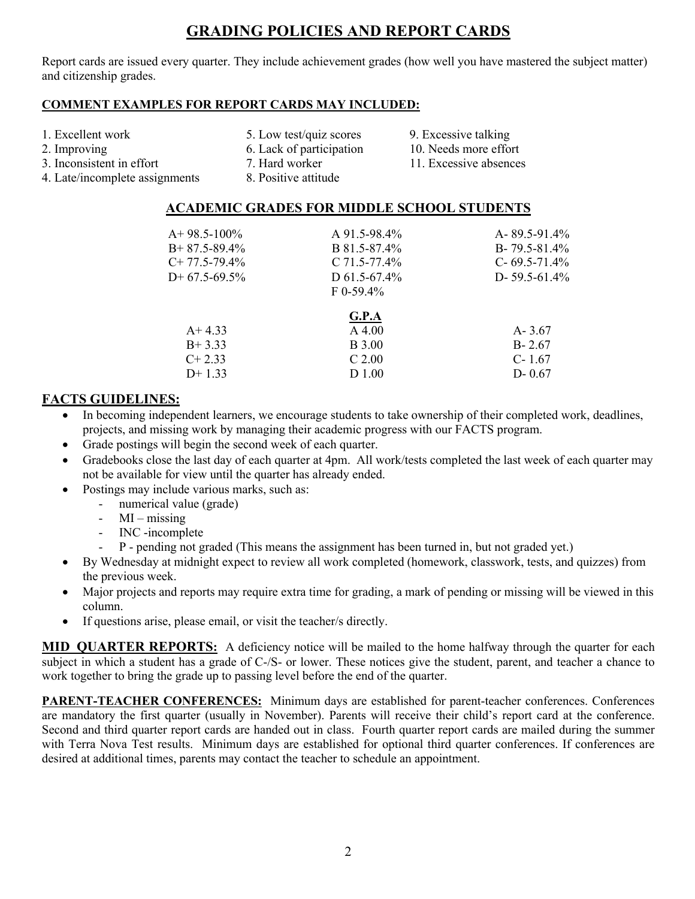# GRADING POLICIES AND REPORT CARDS

Report cards are issued every quarter. They include achievement grades (how well you have mastered the subject matter) and citizenship grades.

**COMMENT EXAMPLES FOR REPORT CARDS MAY INCLUDED:**

1. Excellent work
2. Improving
3. Inconsistent in effort
4. Late/incomplete assignments
5. Low test/quiz scores
6. Lack of participation
7. Hard worker
8. Positive attitude
9. Excessive talking
10. Needs more effort
11. Excessive absences

## ACADEMIC GRADES FOR MIDDLE SCHOOL STUDENTS

| | | |
|---|---|---|
| A+ 98.5-100% | A 91.5-98.4% | A- 89.5-91.4% |
| B+ 87.5-89.4% | B 81.5-87.4% | B- 79.5-81.4% |
| C+ 77.5-79.4% | C 71.5-77.4% | C- 69.5-71.4% |
| D+ 67.5-69.5% | D 61.5-67.4% | D- 59.5-61.4% |
| | F 0-59.4% | |

**G.P.A**

| | | |
|---|---|---|
| A+ 4.33 | A 4.00 | A- 3.67 |
| B+ 3.33 | B 3.00 | B- 2.67 |
| C+ 2.33 | C 2.00 | C- 1.67 |
| D+ 1.33 | D 1.00 | D- 0.67 |

## FACTS GUIDELINES:

- In becoming independent learners, we encourage students to take ownership of their completed work, deadlines, projects, and missing work by managing their academic progress with our FACTS program.
- Grade postings will begin the second week of each quarter.
- Gradebooks close the last day of each quarter at 4pm. All work/tests completed the last week of each quarter may not be available for view until the quarter has already ended.
- Postings may include various marks, such as:
  - numerical value (grade)
  - MI – missing
  - INC -incomplete
  - P - pending not graded (This means the assignment has been turned in, but not graded yet.)
- By Wednesday at midnight expect to review all work completed (homework, classwork, tests, and quizzes) from the previous week.
- Major projects and reports may require extra time for grading, a mark of pending or missing will be viewed in this column.
- If questions arise, please email, or visit the teacher/s directly.

**MID QUARTER REPORTS:** A deficiency notice will be mailed to the home halfway through the quarter for each subject in which a student has a grade of C-/S- or lower. These notices give the student, parent, and teacher a chance to work together to bring the grade up to passing level before the end of the quarter.

**PARENT-TEACHER CONFERENCES:** Minimum days are established for parent-teacher conferences. Conferences are mandatory the first quarter (usually in November). Parents will receive their child's report card at the conference. Second and third quarter report cards are handed out in class. Fourth quarter report cards are mailed during the summer with Terra Nova Test results. Minimum days are established for optional third quarter conferences. If conferences are desired at additional times, parents may contact the teacher to schedule an appointment.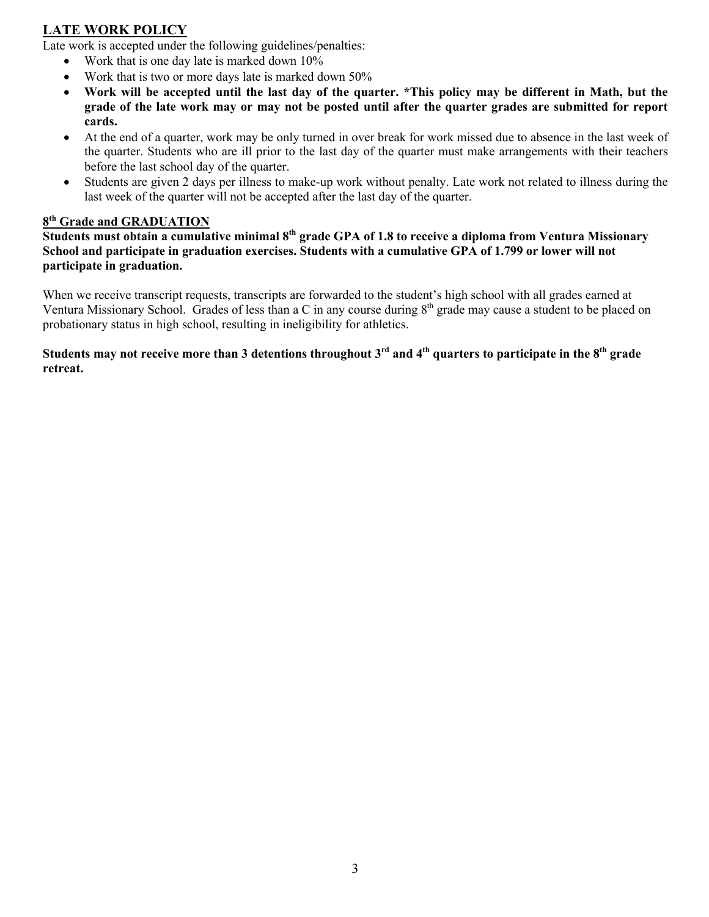## LATE WORK POLICY

Late work is accepted under the following guidelines/penalties:

- Work that is one day late is marked down 10%
- Work that is two or more days late is marked down 50%
- **Work will be accepted until the last day of the quarter. *This policy may be different in Math, but the grade of the late work may or may not be posted until after the quarter grades are submitted for report cards.**
- At the end of a quarter, work may be only turned in over break for work missed due to absence in the last week of the quarter. Students who are ill prior to the last day of the quarter must make arrangements with their teachers before the last school day of the quarter.
- Students are given 2 days per illness to make-up work without penalty. Late work not related to illness during the last week of the quarter will not be accepted after the last day of the quarter.

## 8th Grade and GRADUATION

**Students must obtain a cumulative minimal 8th grade GPA of 1.8 to receive a diploma from Ventura Missionary School and participate in graduation exercises. Students with a cumulative GPA of 1.799 or lower will not participate in graduation.**

When we receive transcript requests, transcripts are forwarded to the student's high school with all grades earned at Ventura Missionary School. Grades of less than a C in any course during 8th grade may cause a student to be placed on probationary status in high school, resulting in ineligibility for athletics.

**Students may not receive more than 3 detentions throughout 3rd and 4th quarters to participate in the 8th grade retreat.**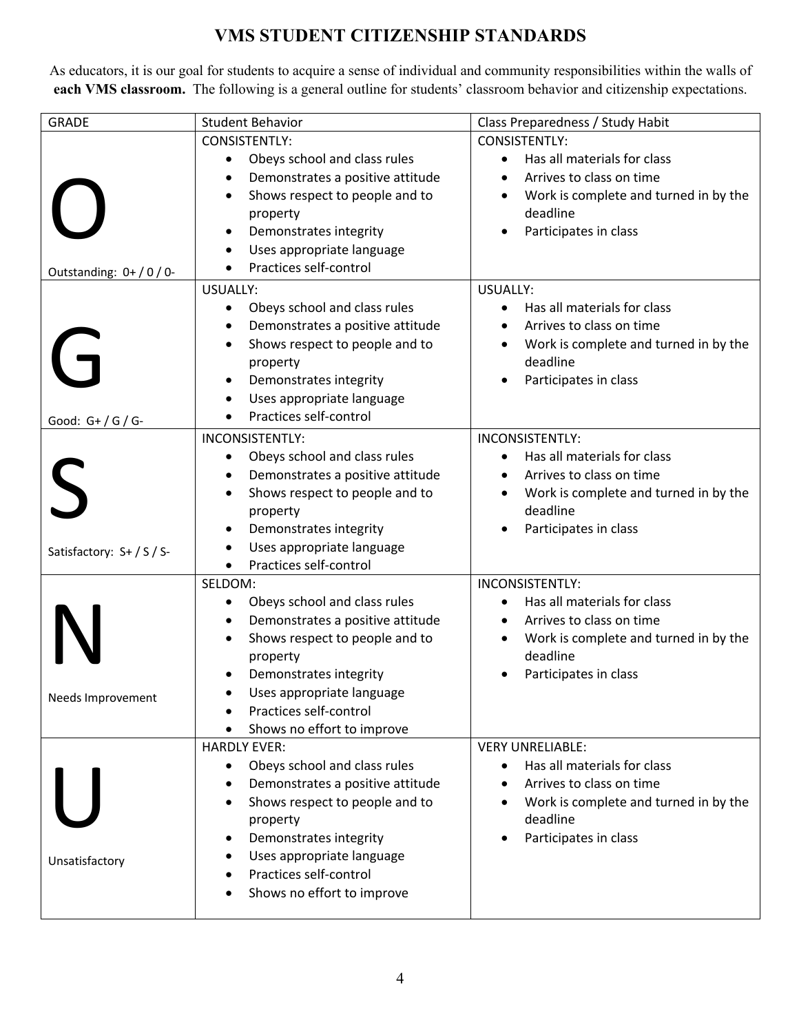# VMS STUDENT CITIZENSHIP STANDARDS

As educators, it is our goal for students to acquire a sense of individual and community responsibilities within the walls of **each VMS classroom.** The following is a general outline for students' classroom behavior and citizenship expectations.

| GRADE | Student Behavior | Class Preparedness / Study Habit |
|---|---|---|
| **O**<br>Outstanding: 0+ / 0 / 0- | CONSISTENTLY:<br>• Obeys school and class rules<br>• Demonstrates a positive attitude<br>• Shows respect to people and to property<br>• Demonstrates integrity<br>• Uses appropriate language<br>• Practices self-control | CONSISTENTLY:<br>• Has all materials for class<br>• Arrives to class on time<br>• Work is complete and turned in by the deadline<br>• Participates in class |
| **G**<br>Good: G+ / G / G- | USUALLY:<br>• Obeys school and class rules<br>• Demonstrates a positive attitude<br>• Shows respect to people and to property<br>• Demonstrates integrity<br>• Uses appropriate language<br>• Practices self-control | USUALLY:<br>• Has all materials for class<br>• Arrives to class on time<br>• Work is complete and turned in by the deadline<br>• Participates in class |
| **S**<br>Satisfactory: S+ / S / S- | INCONSISTENTLY:<br>• Obeys school and class rules<br>• Demonstrates a positive attitude<br>• Shows respect to people and to property<br>• Demonstrates integrity<br>• Uses appropriate language<br>• Practices self-control | INCONSISTENTLY:<br>• Has all materials for class<br>• Arrives to class on time<br>• Work is complete and turned in by the deadline<br>• Participates in class |
| **N**<br>Needs Improvement | SELDOM:<br>• Obeys school and class rules<br>• Demonstrates a positive attitude<br>• Shows respect to people and to property<br>• Demonstrates integrity<br>• Uses appropriate language<br>• Practices self-control<br>• Shows no effort to improve | INCONSISTENTLY:<br>• Has all materials for class<br>• Arrives to class on time<br>• Work is complete and turned in by the deadline<br>• Participates in class |
| **U**<br>Unsatisfactory | HARDLY EVER:<br>• Obeys school and class rules<br>• Demonstrates a positive attitude<br>• Shows respect to people and to property<br>• Demonstrates integrity<br>• Uses appropriate language<br>• Practices self-control<br>• Shows no effort to improve | VERY UNRELIABLE:<br>• Has all materials for class<br>• Arrives to class on time<br>• Work is complete and turned in by the deadline<br>• Participates in class |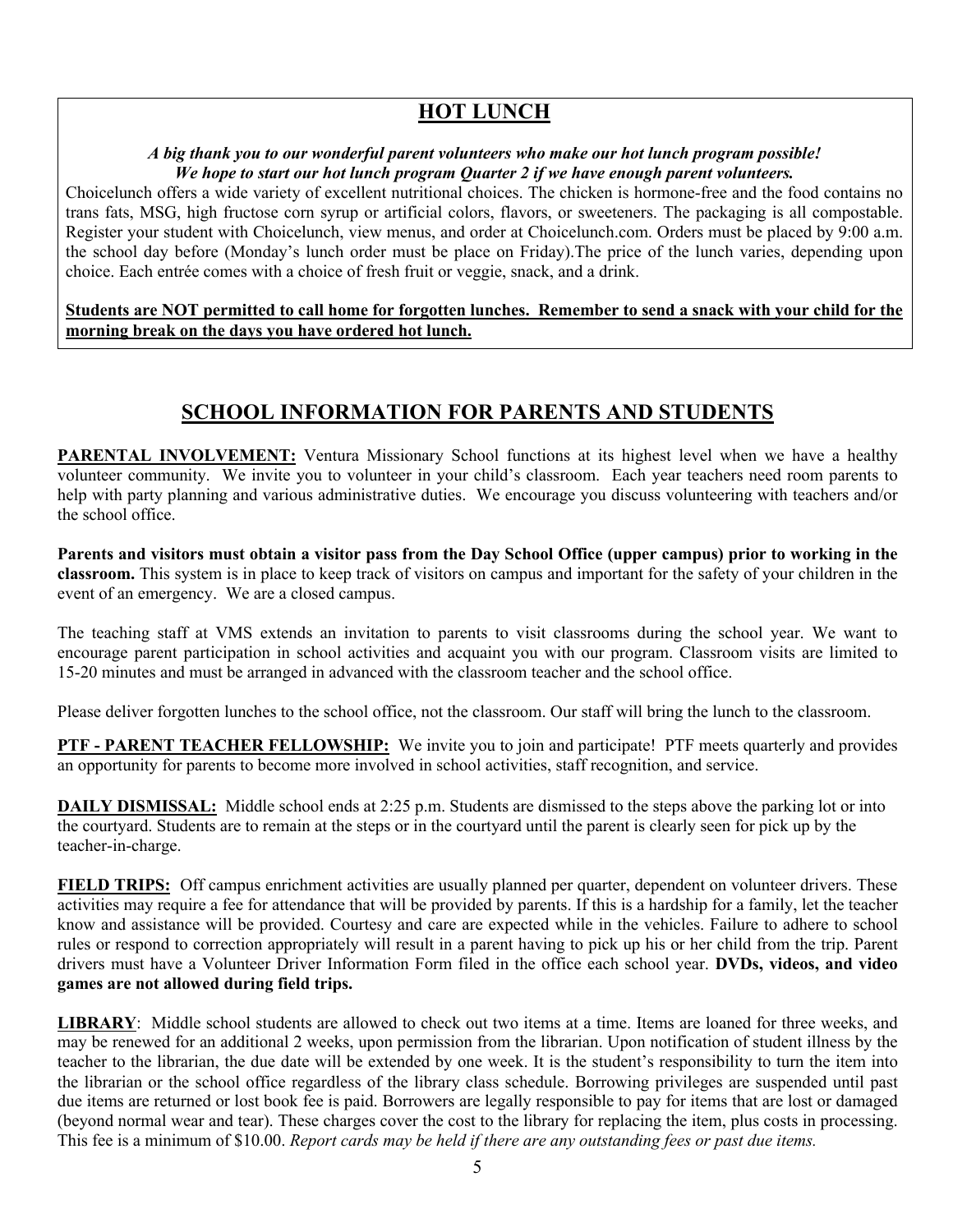## HOT LUNCH

***A big thank you to our wonderful parent volunteers who make our hot lunch program possible!***
***We hope to start our hot lunch program Quarter 2 if we have enough parent volunteers.***

Choicelunch offers a wide variety of excellent nutritional choices. The chicken is hormone-free and the food contains no trans fats, MSG, high fructose corn syrup or artificial colors, flavors, or sweeteners. The packaging is all compostable. Register your student with Choicelunch, view menus, and order at Choicelunch.com. Orders must be placed by 9:00 a.m. the school day before (Monday's lunch order must be place on Friday).The price of the lunch varies, depending upon choice. Each entrée comes with a choice of fresh fruit or veggie, snack, and a drink.

**Students are NOT permitted to call home for forgotten lunches. Remember to send a snack with your child for the morning break on the days you have ordered hot lunch.**

## SCHOOL INFORMATION FOR PARENTS AND STUDENTS

**PARENTAL INVOLVEMENT:** Ventura Missionary School functions at its highest level when we have a healthy volunteer community. We invite you to volunteer in your child's classroom. Each year teachers need room parents to help with party planning and various administrative duties. We encourage you discuss volunteering with teachers and/or the school office.

**Parents and visitors must obtain a visitor pass from the Day School Office (upper campus) prior to working in the classroom.** This system is in place to keep track of visitors on campus and important for the safety of your children in the event of an emergency. We are a closed campus.

The teaching staff at VMS extends an invitation to parents to visit classrooms during the school year. We want to encourage parent participation in school activities and acquaint you with our program. Classroom visits are limited to 15-20 minutes and must be arranged in advanced with the classroom teacher and the school office.

Please deliver forgotten lunches to the school office, not the classroom. Our staff will bring the lunch to the classroom.

**PTF - PARENT TEACHER FELLOWSHIP:** We invite you to join and participate! PTF meets quarterly and provides an opportunity for parents to become more involved in school activities, staff recognition, and service.

**DAILY DISMISSAL:** Middle school ends at 2:25 p.m. Students are dismissed to the steps above the parking lot or into the courtyard. Students are to remain at the steps or in the courtyard until the parent is clearly seen for pick up by the teacher-in-charge.

**FIELD TRIPS:** Off campus enrichment activities are usually planned per quarter, dependent on volunteer drivers. These activities may require a fee for attendance that will be provided by parents. If this is a hardship for a family, let the teacher know and assistance will be provided. Courtesy and care are expected while in the vehicles. Failure to adhere to school rules or respond to correction appropriately will result in a parent having to pick up his or her child from the trip. Parent drivers must have a Volunteer Driver Information Form filed in the office each school year. **DVDs, videos, and video games are not allowed during field trips.**

**LIBRARY**: Middle school students are allowed to check out two items at a time. Items are loaned for three weeks, and may be renewed for an additional 2 weeks, upon permission from the librarian. Upon notification of student illness by the teacher to the librarian, the due date will be extended by one week. It is the student's responsibility to turn the item into the librarian or the school office regardless of the library class schedule. Borrowing privileges are suspended until past due items are returned or lost book fee is paid. Borrowers are legally responsible to pay for items that are lost or damaged (beyond normal wear and tear). These charges cover the cost to the library for replacing the item, plus costs in processing. This fee is a minimum of $10.00. *Report cards may be held if there are any outstanding fees or past due items.*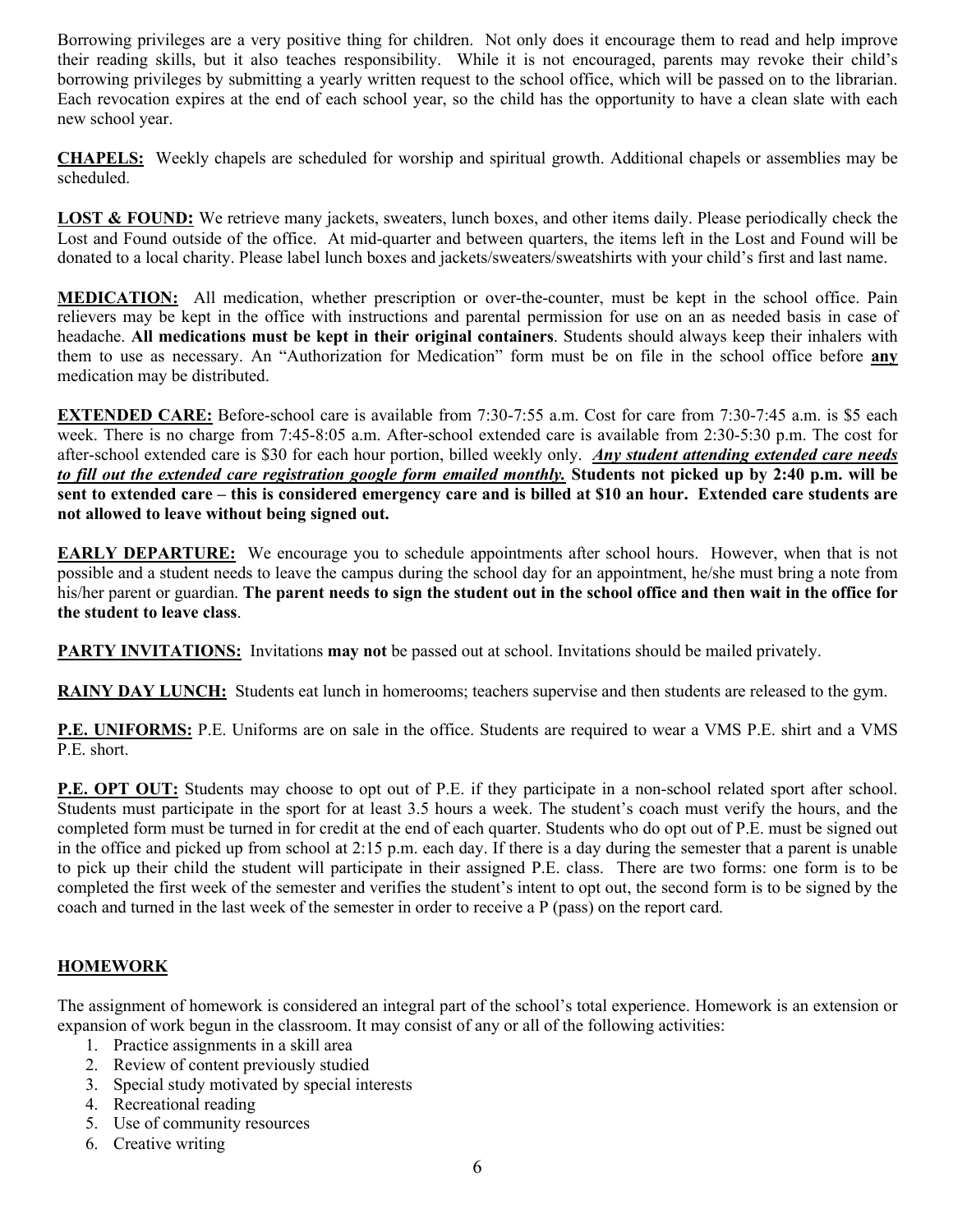Borrowing privileges are a very positive thing for children. Not only does it encourage them to read and help improve their reading skills, but it also teaches responsibility. While it is not encouraged, parents may revoke their child's borrowing privileges by submitting a yearly written request to the school office, which will be passed on to the librarian. Each revocation expires at the end of each school year, so the child has the opportunity to have a clean slate with each new school year.

**CHAPELS:** Weekly chapels are scheduled for worship and spiritual growth. Additional chapels or assemblies may be scheduled.

**LOST & FOUND:** We retrieve many jackets, sweaters, lunch boxes, and other items daily. Please periodically check the Lost and Found outside of the office. At mid-quarter and between quarters, the items left in the Lost and Found will be donated to a local charity. Please label lunch boxes and jackets/sweaters/sweatshirts with your child's first and last name.

**MEDICATION:** All medication, whether prescription or over-the-counter, must be kept in the school office. Pain relievers may be kept in the office with instructions and parental permission for use on an as needed basis in case of headache. **All medications must be kept in their original containers**. Students should always keep their inhalers with them to use as necessary. An "Authorization for Medication" form must be on file in the school office before **any** medication may be distributed.

**EXTENDED CARE:** Before-school care is available from 7:30-7:55 a.m. Cost for care from 7:30-7:45 a.m. is $5 each week. There is no charge from 7:45-8:05 a.m. After-school extended care is available from 2:30-5:30 p.m. The cost for after-school extended care is $30 for each hour portion, billed weekly only. ***Any student attending extended care needs to fill out the extended care registration google form emailed monthly.*** **Students not picked up by 2:40 p.m. will be sent to extended care – this is considered emergency care and is billed at $10 an hour. Extended care students are not allowed to leave without being signed out.**

**EARLY DEPARTURE:** We encourage you to schedule appointments after school hours. However, when that is not possible and a student needs to leave the campus during the school day for an appointment, he/she must bring a note from his/her parent or guardian. **The parent needs to sign the student out in the school office and then wait in the office for the student to leave class**.

**PARTY INVITATIONS:** Invitations **may not** be passed out at school. Invitations should be mailed privately.

**RAINY DAY LUNCH:** Students eat lunch in homerooms; teachers supervise and then students are released to the gym.

**P.E. UNIFORMS:** P.E. Uniforms are on sale in the office. Students are required to wear a VMS P.E. shirt and a VMS P.E. short.

**P.E. OPT OUT:** Students may choose to opt out of P.E. if they participate in a non-school related sport after school. Students must participate in the sport for at least 3.5 hours a week. The student's coach must verify the hours, and the completed form must be turned in for credit at the end of each quarter. Students who do opt out of P.E. must be signed out in the office and picked up from school at 2:15 p.m. each day. If there is a day during the semester that a parent is unable to pick up their child the student will participate in their assigned P.E. class. There are two forms: one form is to be completed the first week of the semester and verifies the student's intent to opt out, the second form is to be signed by the coach and turned in the last week of the semester in order to receive a P (pass) on the report card.

## HOMEWORK

The assignment of homework is considered an integral part of the school's total experience. Homework is an extension or expansion of work begun in the classroom. It may consist of any or all of the following activities:

1. Practice assignments in a skill area
2. Review of content previously studied
3. Special study motivated by special interests
4. Recreational reading
5. Use of community resources
6. Creative writing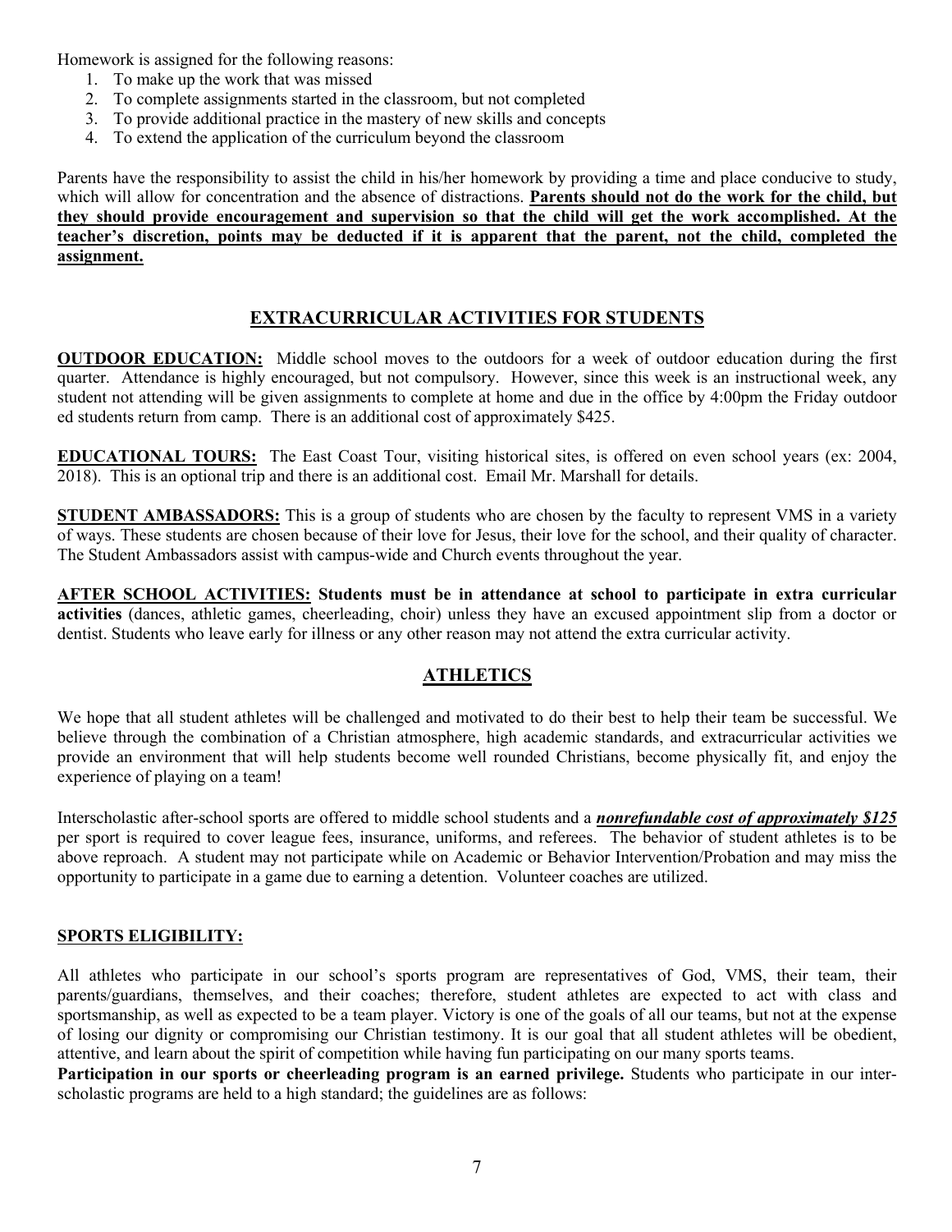Homework is assigned for the following reasons:

1. To make up the work that was missed
2. To complete assignments started in the classroom, but not completed
3. To provide additional practice in the mastery of new skills and concepts
4. To extend the application of the curriculum beyond the classroom

Parents have the responsibility to assist the child in his/her homework by providing a time and place conducive to study, which will allow for concentration and the absence of distractions. **Parents should not do the work for the child, but they should provide encouragement and supervision so that the child will get the work accomplished. At the teacher's discretion, points may be deducted if it is apparent that the parent, not the child, completed the assignment.**

## EXTRACURRICULAR ACTIVITIES FOR STUDENTS

**OUTDOOR EDUCATION:** Middle school moves to the outdoors for a week of outdoor education during the first quarter. Attendance is highly encouraged, but not compulsory. However, since this week is an instructional week, any student not attending will be given assignments to complete at home and due in the office by 4:00pm the Friday outdoor ed students return from camp. There is an additional cost of approximately $425.

**EDUCATIONAL TOURS:** The East Coast Tour, visiting historical sites, is offered on even school years (ex: 2004, 2018). This is an optional trip and there is an additional cost. Email Mr. Marshall for details.

**STUDENT AMBASSADORS:** This is a group of students who are chosen by the faculty to represent VMS in a variety of ways. These students are chosen because of their love for Jesus, their love for the school, and their quality of character. The Student Ambassadors assist with campus-wide and Church events throughout the year.

**AFTER SCHOOL ACTIVITIES: Students must be in attendance at school to participate in extra curricular activities** (dances, athletic games, cheerleading, choir) unless they have an excused appointment slip from a doctor or dentist. Students who leave early for illness or any other reason may not attend the extra curricular activity.

## ATHLETICS

We hope that all student athletes will be challenged and motivated to do their best to help their team be successful. We believe through the combination of a Christian atmosphere, high academic standards, and extracurricular activities we provide an environment that will help students become well rounded Christians, become physically fit, and enjoy the experience of playing on a team!

Interscholastic after-school sports are offered to middle school students and a ***nonrefundable cost of approximately $125*** per sport is required to cover league fees, insurance, uniforms, and referees. The behavior of student athletes is to be above reproach. A student may not participate while on Academic or Behavior Intervention/Probation and may miss the opportunity to participate in a game due to earning a detention. Volunteer coaches are utilized.

**SPORTS ELIGIBILITY:**

All athletes who participate in our school's sports program are representatives of God, VMS, their team, their parents/guardians, themselves, and their coaches; therefore, student athletes are expected to act with class and sportsmanship, as well as expected to be a team player. Victory is one of the goals of all our teams, but not at the expense of losing our dignity or compromising our Christian testimony. It is our goal that all student athletes will be obedient, attentive, and learn about the spirit of competition while having fun participating on our many sports teams.

**Participation in our sports or cheerleading program is an earned privilege.** Students who participate in our inter-scholastic programs are held to a high standard; the guidelines are as follows: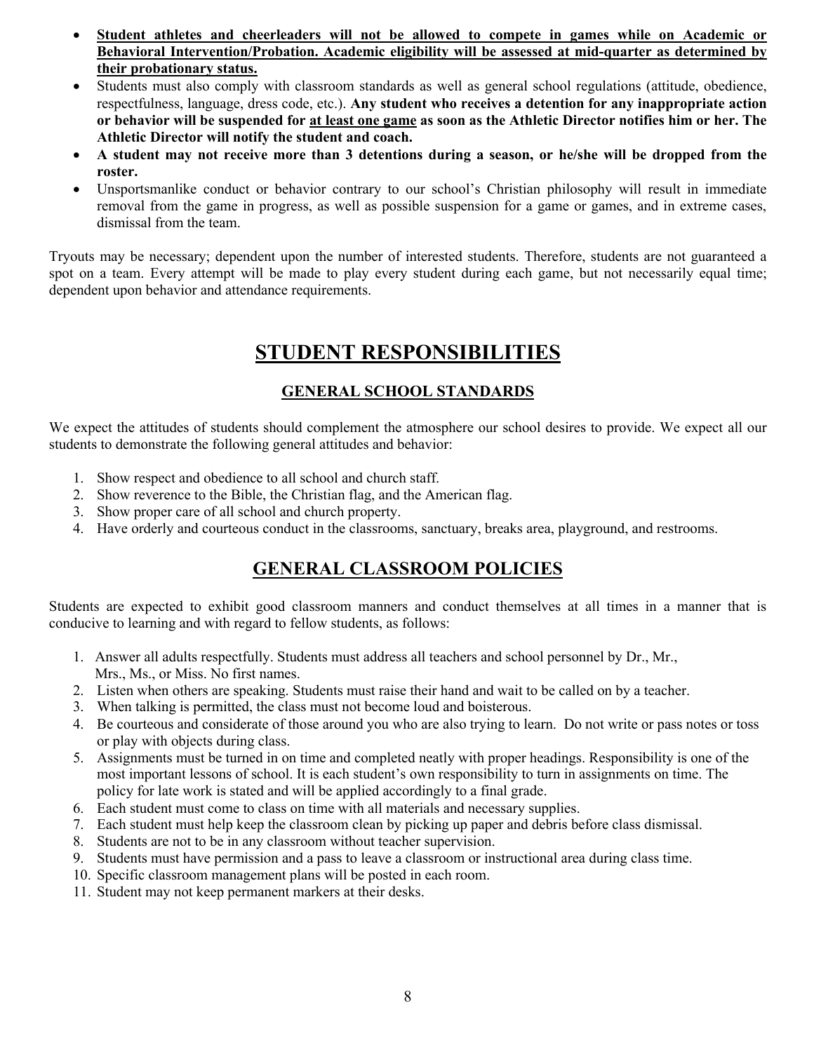- **<u>Student athletes and cheerleaders will not be allowed to compete in games while on Academic or Behavioral Intervention/Probation. Academic eligibility will be assessed at mid-quarter as determined by their probationary status.</u>**
- Students must also comply with classroom standards as well as general school regulations (attitude, obedience, respectfulness, language, dress code, etc.). **Any student who receives a detention for any inappropriate action or behavior will be suspended for <u>at least one game</u> as soon as the Athletic Director notifies him or her. The Athletic Director will notify the student and coach.**
- **A student may not receive more than 3 detentions during a season, or he/she will be dropped from the roster.**
- Unsportsmanlike conduct or behavior contrary to our school's Christian philosophy will result in immediate removal from the game in progress, as well as possible suspension for a game or games, and in extreme cases, dismissal from the team.

Tryouts may be necessary; dependent upon the number of interested students. Therefore, students are not guaranteed a spot on a team. Every attempt will be made to play every student during each game, but not necessarily equal time; dependent upon behavior and attendance requirements.

# STUDENT RESPONSIBILITIES

## GENERAL SCHOOL STANDARDS

We expect the attitudes of students should complement the atmosphere our school desires to provide. We expect all our students to demonstrate the following general attitudes and behavior:

1. Show respect and obedience to all school and church staff.
2. Show reverence to the Bible, the Christian flag, and the American flag.
3. Show proper care of all school and church property.
4. Have orderly and courteous conduct in the classrooms, sanctuary, breaks area, playground, and restrooms.

## GENERAL CLASSROOM POLICIES

Students are expected to exhibit good classroom manners and conduct themselves at all times in a manner that is conducive to learning and with regard to fellow students, as follows:

1. Answer all adults respectfully. Students must address all teachers and school personnel by Dr., Mr., Mrs., Ms., or Miss. No first names.
2. Listen when others are speaking. Students must raise their hand and wait to be called on by a teacher.
3. When talking is permitted, the class must not become loud and boisterous.
4. Be courteous and considerate of those around you who are also trying to learn. Do not write or pass notes or toss or play with objects during class.
5. Assignments must be turned in on time and completed neatly with proper headings. Responsibility is one of the most important lessons of school. It is each student's own responsibility to turn in assignments on time. The policy for late work is stated and will be applied accordingly to a final grade.
6. Each student must come to class on time with all materials and necessary supplies.
7. Each student must help keep the classroom clean by picking up paper and debris before class dismissal.
8. Students are not to be in any classroom without teacher supervision.
9. Students must have permission and a pass to leave a classroom or instructional area during class time.
10. Specific classroom management plans will be posted in each room.
11. Student may not keep permanent markers at their desks.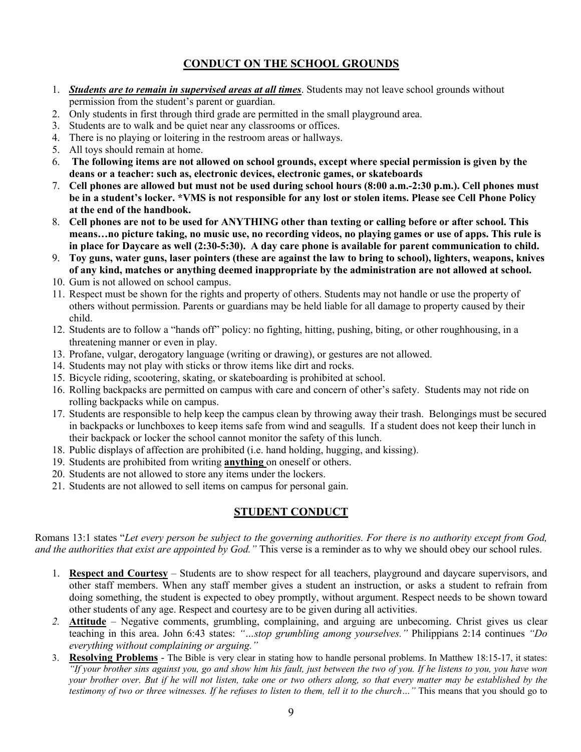## CONDUCT ON THE SCHOOL GROUNDS

1. ***Students are to remain in supervised areas at all times***. Students may not leave school grounds without permission from the student's parent or guardian.
2. Only students in first through third grade are permitted in the small playground area.
3. Students are to walk and be quiet near any classrooms or offices.
4. There is no playing or loitering in the restroom areas or hallways.
5. All toys should remain at home.
6. **The following items are not allowed on school grounds, except where special permission is given by the deans or a teacher: such as, electronic devices, electronic games, or skateboards**
7. **Cell phones are allowed but must not be used during school hours (8:00 a.m.-2:30 p.m.). Cell phones must be in a student's locker. *VMS is not responsible for any lost or stolen items. Please see Cell Phone Policy at the end of the handbook.**
8. **Cell phones are not to be used for ANYTHING other than texting or calling before or after school. This means…no picture taking, no music use, no recording videos, no playing games or use of apps. This rule is in place for Daycare as well (2:30-5:30). A day care phone is available for parent communication to child.**
9. **Toy guns, water guns, laser pointers (these are against the law to bring to school), lighters, weapons, knives of any kind, matches or anything deemed inappropriate by the administration are not allowed at school.**
10. Gum is not allowed on school campus.
11. Respect must be shown for the rights and property of others. Students may not handle or use the property of others without permission. Parents or guardians may be held liable for all damage to property caused by their child.
12. Students are to follow a "hands off" policy: no fighting, hitting, pushing, biting, or other roughhousing, in a threatening manner or even in play.
13. Profane, vulgar, derogatory language (writing or drawing), or gestures are not allowed.
14. Students may not play with sticks or throw items like dirt and rocks.
15. Bicycle riding, scootering, skating, or skateboarding is prohibited at school.
16. Rolling backpacks are permitted on campus with care and concern of other's safety. Students may not ride on rolling backpacks while on campus.
17. Students are responsible to help keep the campus clean by throwing away their trash. Belongings must be secured in backpacks or lunchboxes to keep items safe from wind and seagulls. If a student does not keep their lunch in their backpack or locker the school cannot monitor the safety of this lunch.
18. Public displays of affection are prohibited (i.e. hand holding, hugging, and kissing).
19. Students are prohibited from writing **anything** on oneself or others.
20. Students are not allowed to store any items under the lockers.
21. Students are not allowed to sell items on campus for personal gain.

## STUDENT CONDUCT

Romans 13:1 states "*Let every person be subject to the governing authorities. For there is no authority except from God, and the authorities that exist are appointed by God."* This verse is a reminder as to why we should obey our school rules.

1. **Respect and Courtesy** – Students are to show respect for all teachers, playground and daycare supervisors, and other staff members. When any staff member gives a student an instruction, or asks a student to refrain from doing something, the student is expected to obey promptly, without argument. Respect needs to be shown toward other students of any age. Respect and courtesy are to be given during all activities.
2. **Attitude** – Negative comments, grumbling, complaining, and arguing are unbecoming. Christ gives us clear teaching in this area. John 6:43 states: *"…stop grumbling among yourselves."* Philippians 2:14 continues *"Do everything without complaining or arguing."*
3. **Resolving Problems** - The Bible is very clear in stating how to handle personal problems. In Matthew 18:15-17, it states: *"If your brother sins against you, go and show him his fault, just between the two of you. If he listens to you, you have won your brother over. But if he will not listen, take one or two others along, so that every matter may be established by the testimony of two or three witnesses. If he refuses to listen to them, tell it to the church…"* This means that you should go to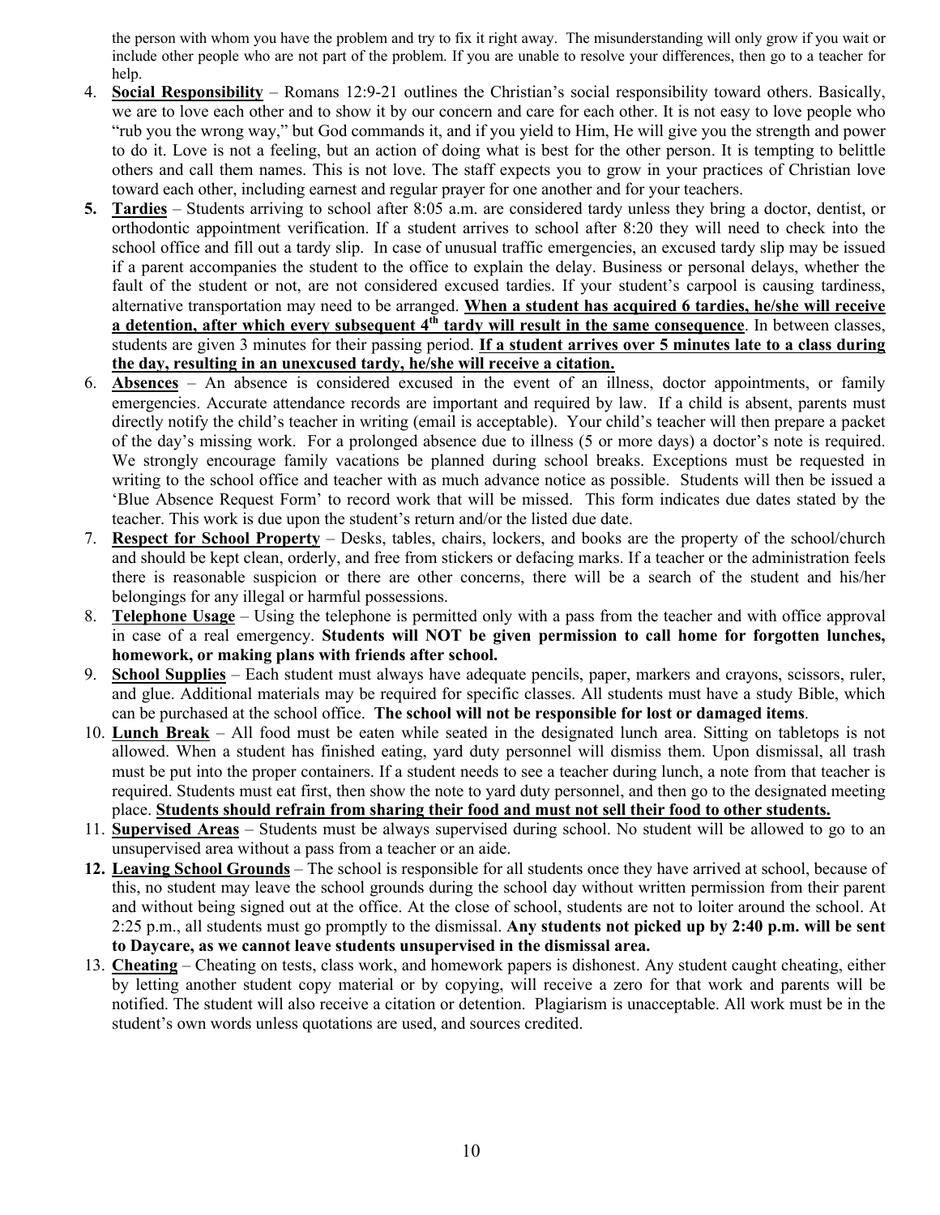the person with whom you have the problem and try to fix it right away. The misunderstanding will only grow if you wait or include other people who are not part of the problem. If you are unable to resolve your differences, then go to a teacher for help.

4. **Social Responsibility** – Romans 12:9-21 outlines the Christian's social responsibility toward others. Basically, we are to love each other and to show it by our concern and care for each other. It is not easy to love people who "rub you the wrong way," but God commands it, and if you yield to Him, He will give you the strength and power to do it. Love is not a feeling, but an action of doing what is best for the other person. It is tempting to belittle others and call them names. This is not love. The staff expects you to grow in your practices of Christian love toward each other, including earnest and regular prayer for one another and for your teachers.
5. **Tardies** – Students arriving to school after 8:05 a.m. are considered tardy unless they bring a doctor, dentist, or orthodontic appointment verification. If a student arrives to school after 8:20 they will need to check into the school office and fill out a tardy slip. In case of unusual traffic emergencies, an excused tardy slip may be issued if a parent accompanies the student to the office to explain the delay. Business or personal delays, whether the fault of the student or not, are not considered excused tardies. If your student's carpool is causing tardiness, alternative transportation may need to be arranged. **When a student has acquired 6 tardies, he/she will receive a detention, after which every subsequent 4th tardy will result in the same consequence**. In between classes, students are given 3 minutes for their passing period. **If a student arrives over 5 minutes late to a class during the day, resulting in an unexcused tardy, he/she will receive a citation.**
6. **Absences** – An absence is considered excused in the event of an illness, doctor appointments, or family emergencies. Accurate attendance records are important and required by law. If a child is absent, parents must directly notify the child's teacher in writing (email is acceptable). Your child's teacher will then prepare a packet of the day's missing work. For a prolonged absence due to illness (5 or more days) a doctor's note is required. We strongly encourage family vacations be planned during school breaks. Exceptions must be requested in writing to the school office and teacher with as much advance notice as possible. Students will then be issued a 'Blue Absence Request Form' to record work that will be missed. This form indicates due dates stated by the teacher. This work is due upon the student's return and/or the listed due date.
7. **Respect for School Property** – Desks, tables, chairs, lockers, and books are the property of the school/church and should be kept clean, orderly, and free from stickers or defacing marks. If a teacher or the administration feels there is reasonable suspicion or there are other concerns, there will be a search of the student and his/her belongings for any illegal or harmful possessions.
8. **Telephone Usage** – Using the telephone is permitted only with a pass from the teacher and with office approval in case of a real emergency. **Students will NOT be given permission to call home for forgotten lunches, homework, or making plans with friends after school.**
9. **School Supplies** – Each student must always have adequate pencils, paper, markers and crayons, scissors, ruler, and glue. Additional materials may be required for specific classes. All students must have a study Bible, which can be purchased at the school office. **The school will not be responsible for lost or damaged items**.
10. **Lunch Break** – All food must be eaten while seated in the designated lunch area. Sitting on tabletops is not allowed. When a student has finished eating, yard duty personnel will dismiss them. Upon dismissal, all trash must be put into the proper containers. If a student needs to see a teacher during lunch, a note from that teacher is required. Students must eat first, then show the note to yard duty personnel, and then go to the designated meeting place. **Students should refrain from sharing their food and must not sell their food to other students.**
11. **Supervised Areas** – Students must be always supervised during school. No student will be allowed to go to an unsupervised area without a pass from a teacher or an aide.
12. **Leaving School Grounds** – The school is responsible for all students once they have arrived at school, because of this, no student may leave the school grounds during the school day without written permission from their parent and without being signed out at the office. At the close of school, students are not to loiter around the school. At 2:25 p.m., all students must go promptly to the dismissal. **Any students not picked up by 2:40 p.m. will be sent to Daycare, as we cannot leave students unsupervised in the dismissal area.**
13. **Cheating** – Cheating on tests, class work, and homework papers is dishonest. Any student caught cheating, either by letting another student copy material or by copying, will receive a zero for that work and parents will be notified. The student will also receive a citation or detention. Plagiarism is unacceptable. All work must be in the student's own words unless quotations are used, and sources credited.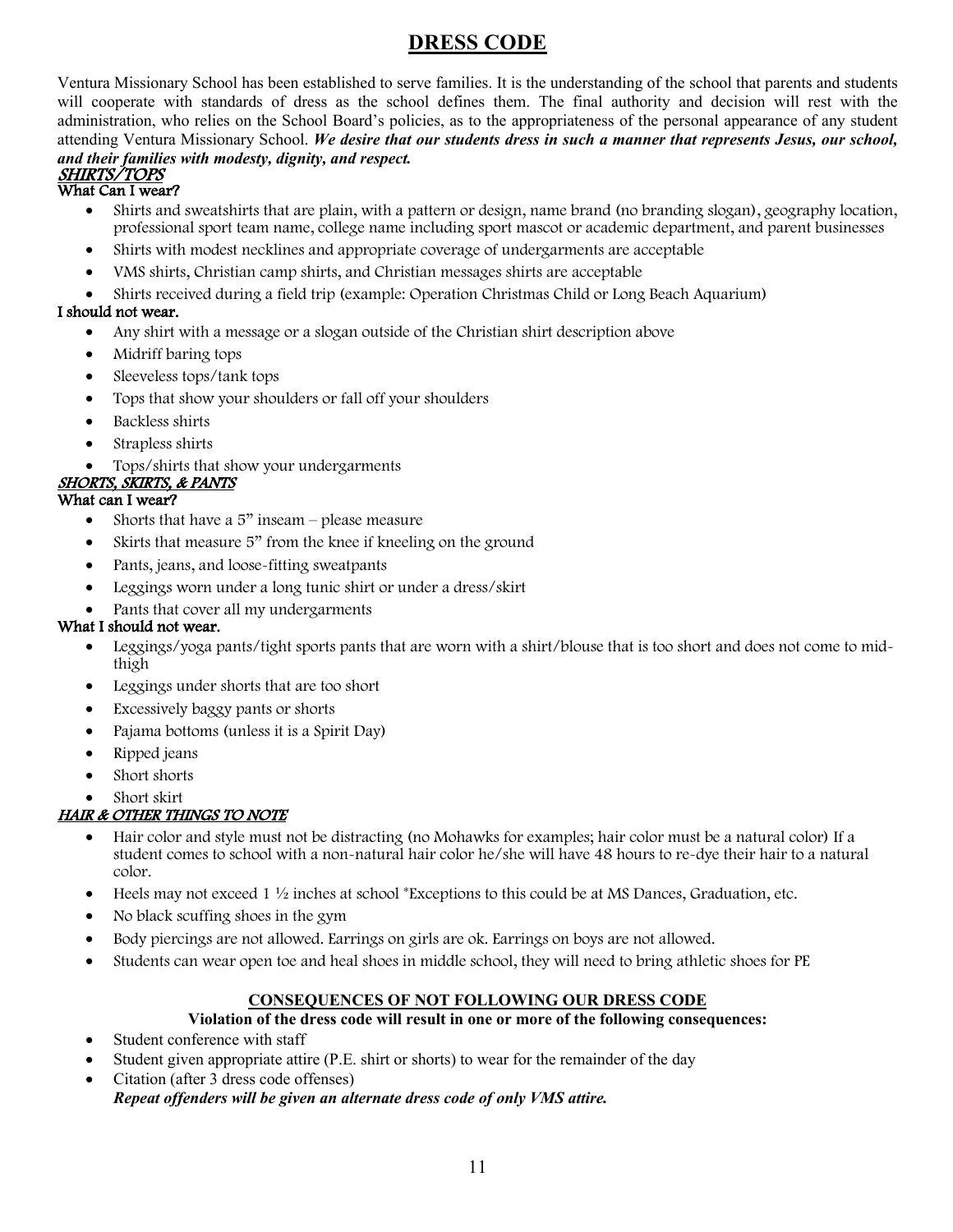# DRESS CODE

Ventura Missionary School has been established to serve families. It is the understanding of the school that parents and students will cooperate with standards of dress as the school defines them. The final authority and decision will rest with the administration, who relies on the School Board's policies, as to the appropriateness of the personal appearance of any student attending Ventura Missionary School. ***We desire that our students dress in such a manner that represents Jesus, our school, and their families with modesty, dignity, and respect.***

## *SHIRTS/TOPS*

### What Can I wear?

- Shirts and sweatshirts that are plain, with a pattern or design, name brand (no branding slogan), geography location, professional sport team name, college name including sport mascot or academic department, and parent businesses
- Shirts with modest necklines and appropriate coverage of undergarments are acceptable
- VMS shirts, Christian camp shirts, and Christian messages shirts are acceptable
- Shirts received during a field trip (example: Operation Christmas Child or Long Beach Aquarium)

### I should not wear.

- Any shirt with a message or a slogan outside of the Christian shirt description above
- Midriff baring tops
- Sleeveless tops/tank tops
- Tops that show your shoulders or fall off your shoulders
- Backless shirts
- Strapless shirts
- Tops/shirts that show your undergarments

## *SHORTS, SKIRTS, & PANTS*

### What can I wear?

- Shorts that have a 5" inseam – please measure
- Skirts that measure 5" from the knee if kneeling on the ground
- Pants, jeans, and loose-fitting sweatpants
- Leggings worn under a long tunic shirt or under a dress/skirt
- Pants that cover all my undergarments

### What I should not wear.

- Leggings/yoga pants/tight sports pants that are worn with a shirt/blouse that is too short and does not come to mid-thigh
- Leggings under shorts that are too short
- Excessively baggy pants or shorts
- Pajama bottoms (unless it is a Spirit Day)
- Ripped jeans
- Short shorts
- Short skirt

## *HAIR & OTHER THINGS TO NOTE*

- Hair color and style must not be distracting (no Mohawks for examples; hair color must be a natural color) If a student comes to school with a non-natural hair color he/she will have 48 hours to re-dye their hair to a natural color.
- Heels may not exceed 1 ½ inches at school *Exceptions to this could be at MS Dances, Graduation, etc.
- No black scuffing shoes in the gym
- Body piercings are not allowed. Earrings on girls are ok. Earrings on boys are not allowed.
- Students can wear open toe and heal shoes in middle school, they will need to bring athletic shoes for PE

## CONSEQUENCES OF NOT FOLLOWING OUR DRESS CODE

**Violation of the dress code will result in one or more of the following consequences:**

- Student conference with staff
- Student given appropriate attire (P.E. shirt or shorts) to wear for the remainder of the day
- Citation (after 3 dress code offenses)

***Repeat offenders will be given an alternate dress code of only VMS attire.***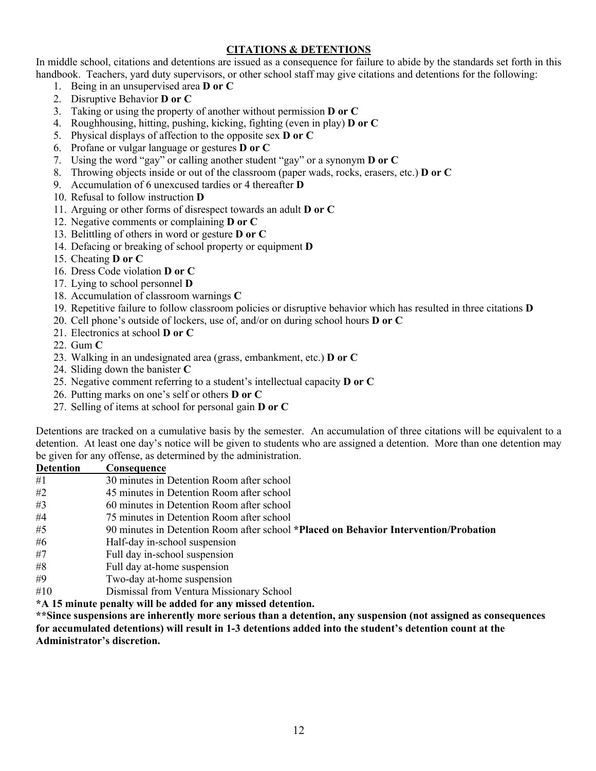## CITATIONS & DETENTIONS

In middle school, citations and detentions are issued as a consequence for failure to abide by the standards set forth in this handbook. Teachers, yard duty supervisors, or other school staff may give citations and detentions for the following:

1. Being in an unsupervised area **D or C**
2. Disruptive Behavior **D or C**
3. Taking or using the property of another without permission **D or C**
4. Roughhousing, hitting, pushing, kicking, fighting (even in play) **D or C**
5. Physical displays of affection to the opposite sex **D or C**
6. Profane or vulgar language or gestures **D or C**
7. Using the word "gay" or calling another student "gay" or a synonym **D or C**
8. Throwing objects inside or out of the classroom (paper wads, rocks, erasers, etc.) **D or C**
9. Accumulation of 6 unexcused tardies or 4 thereafter **D**
10. Refusal to follow instruction **D**
11. Arguing or other forms of disrespect towards an adult **D or C**
12. Negative comments or complaining **D or C**
13. Belittling of others in word or gesture **D or C**
14. Defacing or breaking of school property or equipment **D**
15. Cheating **D or C**
16. Dress Code violation **D or C**
17. Lying to school personnel **D**
18. Accumulation of classroom warnings **C**
19. Repetitive failure to follow classroom policies or disruptive behavior which has resulted in three citations **D**
20. Cell phone's outside of lockers, use of, and/or on during school hours **D or C**
21. Electronics at school **D or C**
22. Gum **C**
23. Walking in an undesignated area (grass, embankment, etc.) **D or C**
24. Sliding down the banister **C**
25. Negative comment referring to a student's intellectual capacity **D or C**
26. Putting marks on one's self or others **D or C**
27. Selling of items at school for personal gain **D or C**

Detentions are tracked on a cumulative basis by the semester. An accumulation of three citations will be equivalent to a detention. At least one day's notice will be given to students who are assigned a detention. More than one detention may be given for any offense, as determined by the administration.

| Detention | Consequence |
|---|---|
| #1 | 30 minutes in Detention Room after school |
| #2 | 45 minutes in Detention Room after school |
| #3 | 60 minutes in Detention Room after school |
| #4 | 75 minutes in Detention Room after school |
| #5 | 90 minutes in Detention Room after school **\*Placed on Behavior Intervention/Probation** |
| #6 | Half-day in-school suspension |
| #7 | Full day in-school suspension |
| #8 | Full day at-home suspension |
| #9 | Two-day at-home suspension |
| #10 | Dismissal from Ventura Missionary School |

**\*A 15 minute penalty will be added for any missed detention.**

**\*\*Since suspensions are inherently more serious than a detention, any suspension (not assigned as consequences for accumulated detentions) will result in 1-3 detentions added into the student's detention count at the Administrator's discretion.**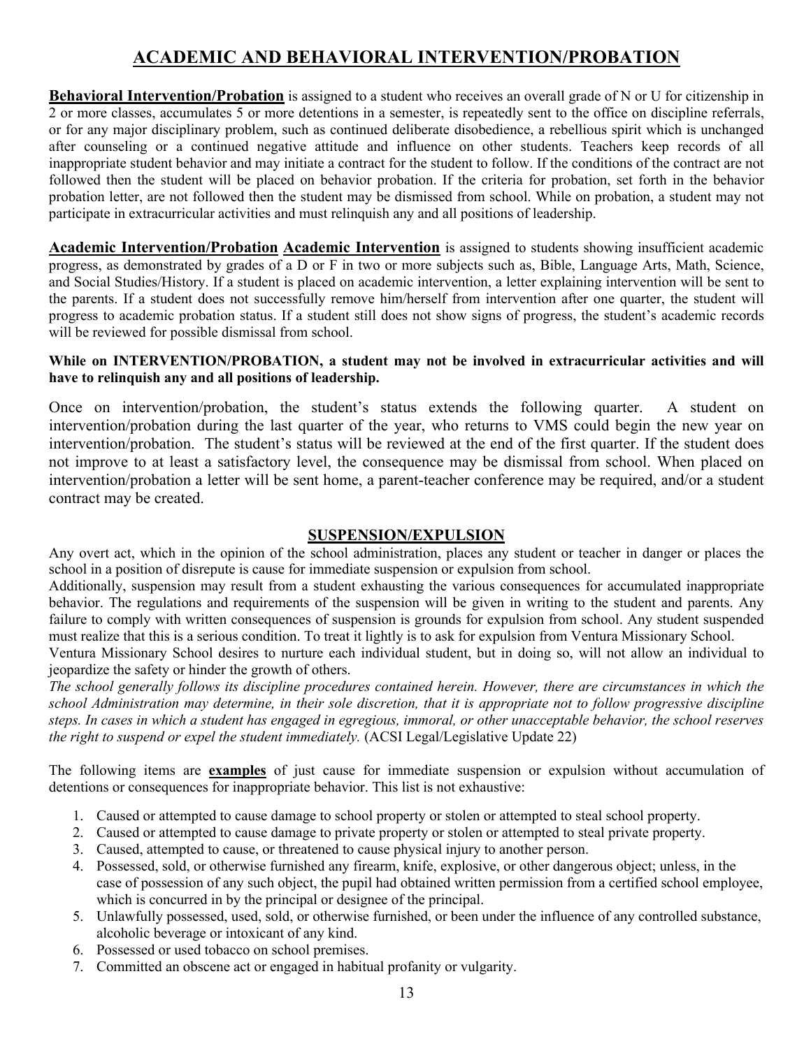## ACADEMIC AND BEHAVIORAL INTERVENTION/PROBATION

**Behavioral Intervention/Probation** is assigned to a student who receives an overall grade of N or U for citizenship in 2 or more classes, accumulates 5 or more detentions in a semester, is repeatedly sent to the office on discipline referrals, or for any major disciplinary problem, such as continued deliberate disobedience, a rebellious spirit which is unchanged after counseling or a continued negative attitude and influence on other students. Teachers keep records of all inappropriate student behavior and may initiate a contract for the student to follow. If the conditions of the contract are not followed then the student will be placed on behavior probation. If the criteria for probation, set forth in the behavior probation letter, are not followed then the student may be dismissed from school. While on probation, a student may not participate in extracurricular activities and must relinquish any and all positions of leadership.

**Academic Intervention/Probation** **Academic Intervention** is assigned to students showing insufficient academic progress, as demonstrated by grades of a D or F in two or more subjects such as, Bible, Language Arts, Math, Science, and Social Studies/History. If a student is placed on academic intervention, a letter explaining intervention will be sent to the parents. If a student does not successfully remove him/herself from intervention after one quarter, the student will progress to academic probation status. If a student still does not show signs of progress, the student's academic records will be reviewed for possible dismissal from school.

**While on INTERVENTION/PROBATION, a student may not be involved in extracurricular activities and will have to relinquish any and all positions of leadership.**

Once on intervention/probation, the student's status extends the following quarter. A student on intervention/probation during the last quarter of the year, who returns to VMS could begin the new year on intervention/probation. The student's status will be reviewed at the end of the first quarter. If the student does not improve to at least a satisfactory level, the consequence may be dismissal from school. When placed on intervention/probation a letter will be sent home, a parent-teacher conference may be required, and/or a student contract may be created.

### SUSPENSION/EXPULSION

Any overt act, which in the opinion of the school administration, places any student or teacher in danger or places the school in a position of disrepute is cause for immediate suspension or expulsion from school.

Additionally, suspension may result from a student exhausting the various consequences for accumulated inappropriate behavior. The regulations and requirements of the suspension will be given in writing to the student and parents. Any failure to comply with written consequences of suspension is grounds for expulsion from school. Any student suspended must realize that this is a serious condition. To treat it lightly is to ask for expulsion from Ventura Missionary School.

Ventura Missionary School desires to nurture each individual student, but in doing so, will not allow an individual to jeopardize the safety or hinder the growth of others.

*The school generally follows its discipline procedures contained herein. However, there are circumstances in which the school Administration may determine, in their sole discretion, that it is appropriate not to follow progressive discipline steps. In cases in which a student has engaged in egregious, immoral, or other unacceptable behavior, the school reserves the right to suspend or expel the student immediately.* (ACSI Legal/Legislative Update 22)

The following items are **examples** of just cause for immediate suspension or expulsion without accumulation of detentions or consequences for inappropriate behavior. This list is not exhaustive:

1. Caused or attempted to cause damage to school property or stolen or attempted to steal school property.
2. Caused or attempted to cause damage to private property or stolen or attempted to steal private property.
3. Caused, attempted to cause, or threatened to cause physical injury to another person.
4. Possessed, sold, or otherwise furnished any firearm, knife, explosive, or other dangerous object; unless, in the case of possession of any such object, the pupil had obtained written permission from a certified school employee, which is concurred in by the principal or designee of the principal.
5. Unlawfully possessed, used, sold, or otherwise furnished, or been under the influence of any controlled substance, alcoholic beverage or intoxicant of any kind.
6. Possessed or used tobacco on school premises.
7. Committed an obscene act or engaged in habitual profanity or vulgarity.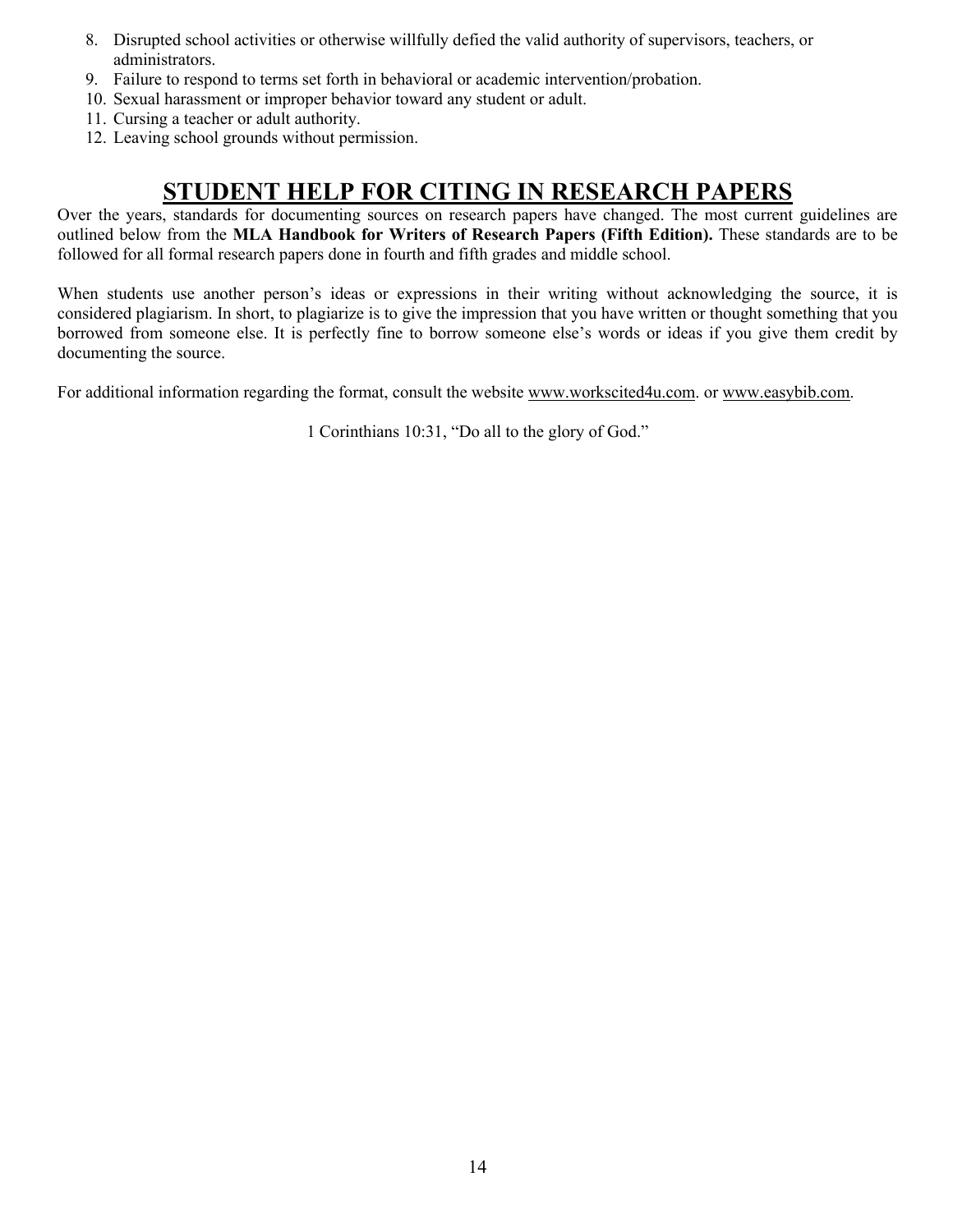8. Disrupted school activities or otherwise willfully defied the valid authority of supervisors, teachers, or administrators.
9. Failure to respond to terms set forth in behavioral or academic intervention/probation.
10. Sexual harassment or improper behavior toward any student or adult.
11. Cursing a teacher or adult authority.
12. Leaving school grounds without permission.

## STUDENT HELP FOR CITING IN RESEARCH PAPERS

Over the years, standards for documenting sources on research papers have changed. The most current guidelines are outlined below from the **MLA Handbook for Writers of Research Papers (Fifth Edition).** These standards are to be followed for all formal research papers done in fourth and fifth grades and middle school.

When students use another person's ideas or expressions in their writing without acknowledging the source, it is considered plagiarism. In short, to plagiarize is to give the impression that you have written or thought something that you borrowed from someone else. It is perfectly fine to borrow someone else's words or ideas if you give them credit by documenting the source.

For additional information regarding the format, consult the website www.workscited4u.com. or www.easybib.com.

1 Corinthians 10:31, "Do all to the glory of God."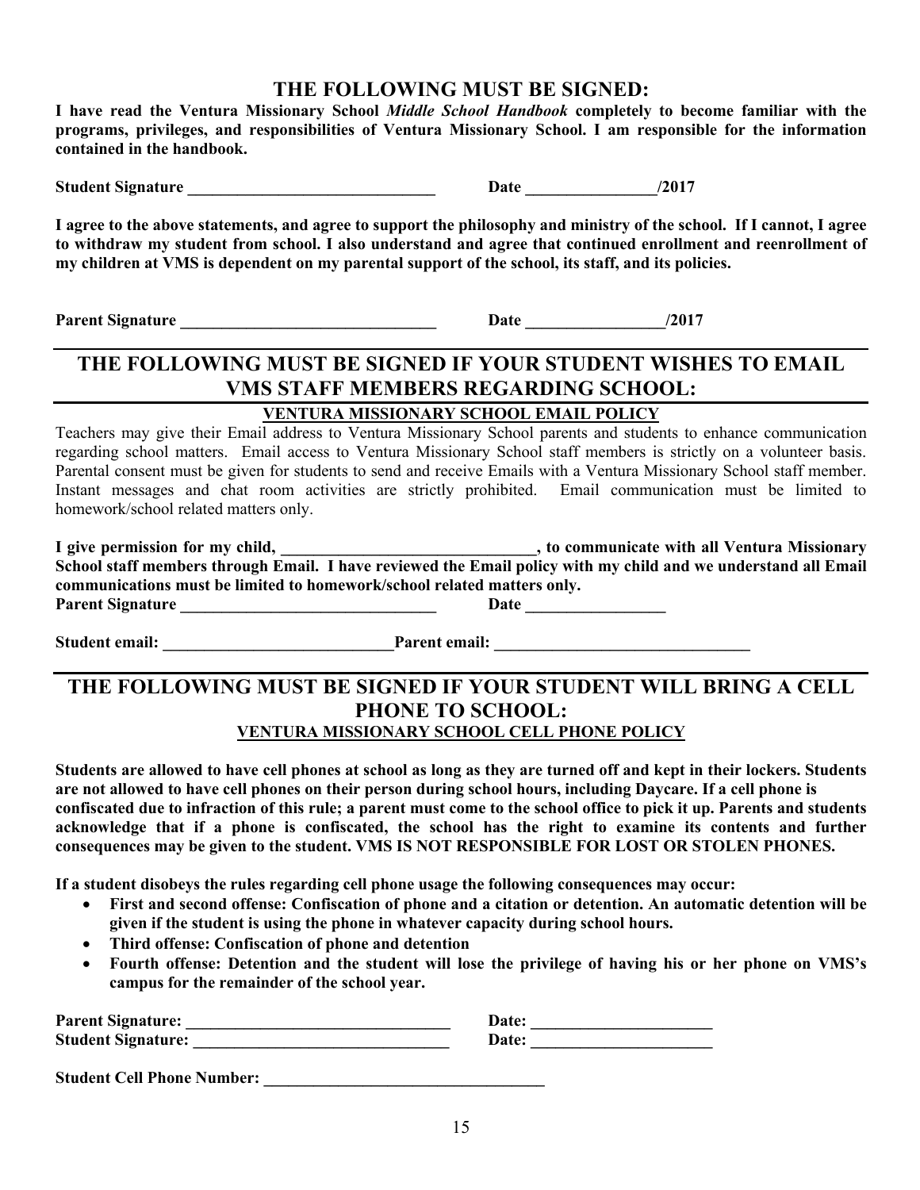## THE FOLLOWING MUST BE SIGNED:

**I have read the Ventura Missionary School *Middle School Handbook* completely to become familiar with the programs, privileges, and responsibilities of Ventura Missionary School. I am responsible for the information contained in the handbook.**

**Student Signature ______________________________ Date ________________/2017**

**I agree to the above statements, and agree to support the philosophy and ministry of the school. If I cannot, I agree to withdraw my student from school. I also understand and agree that continued enrollment and reenrollment of my children at VMS is dependent on my parental support of the school, its staff, and its policies.**

**Parent Signature _______________________________ Date _________________/2017**

## THE FOLLOWING MUST BE SIGNED IF YOUR STUDENT WISHES TO EMAIL VMS STAFF MEMBERS REGARDING SCHOOL:

**VENTURA MISSIONARY SCHOOL EMAIL POLICY**

Teachers may give their Email address to Ventura Missionary School parents and students to enhance communication regarding school matters. Email access to Ventura Missionary School staff members is strictly on a volunteer basis. Parental consent must be given for students to send and receive Emails with a Ventura Missionary School staff member. Instant messages and chat room activities are strictly prohibited. Email communication must be limited to homework/school related matters only.

**I give permission for my child, _______________________________, to communicate with all Ventura Missionary School staff members through Email. I have reviewed the Email policy with my child and we understand all Email communications must be limited to homework/school related matters only.**
**Parent Signature _______________________________ Date _________________**

**Student email: ____________________________Parent email: _______________________________**

## THE FOLLOWING MUST BE SIGNED IF YOUR STUDENT WILL BRING A CELL PHONE TO SCHOOL:

**VENTURA MISSIONARY SCHOOL CELL PHONE POLICY**

**Students are allowed to have cell phones at school as long as they are turned off and kept in their lockers. Students are not allowed to have cell phones on their person during school hours, including Daycare. If a cell phone is confiscated due to infraction of this rule; a parent must come to the school office to pick it up. Parents and students acknowledge that if a phone is confiscated, the school has the right to examine its contents and further consequences may be given to the student. VMS IS NOT RESPONSIBLE FOR LOST OR STOLEN PHONES.**

**If a student disobeys the rules regarding cell phone usage the following consequences may occur:**

- **First and second offense: Confiscation of phone and a citation or detention. An automatic detention will be given if the student is using the phone in whatever capacity during school hours.**
- **Third offense: Confiscation of phone and detention**
- **Fourth offense: Detention and the student will lose the privilege of having his or her phone on VMS's campus for the remainder of the school year.**

**Parent Signature: _______________________________ Date: ______________________**
**Student Signature: _______________________________ Date: ______________________**

**Student Cell Phone Number: _________________________________**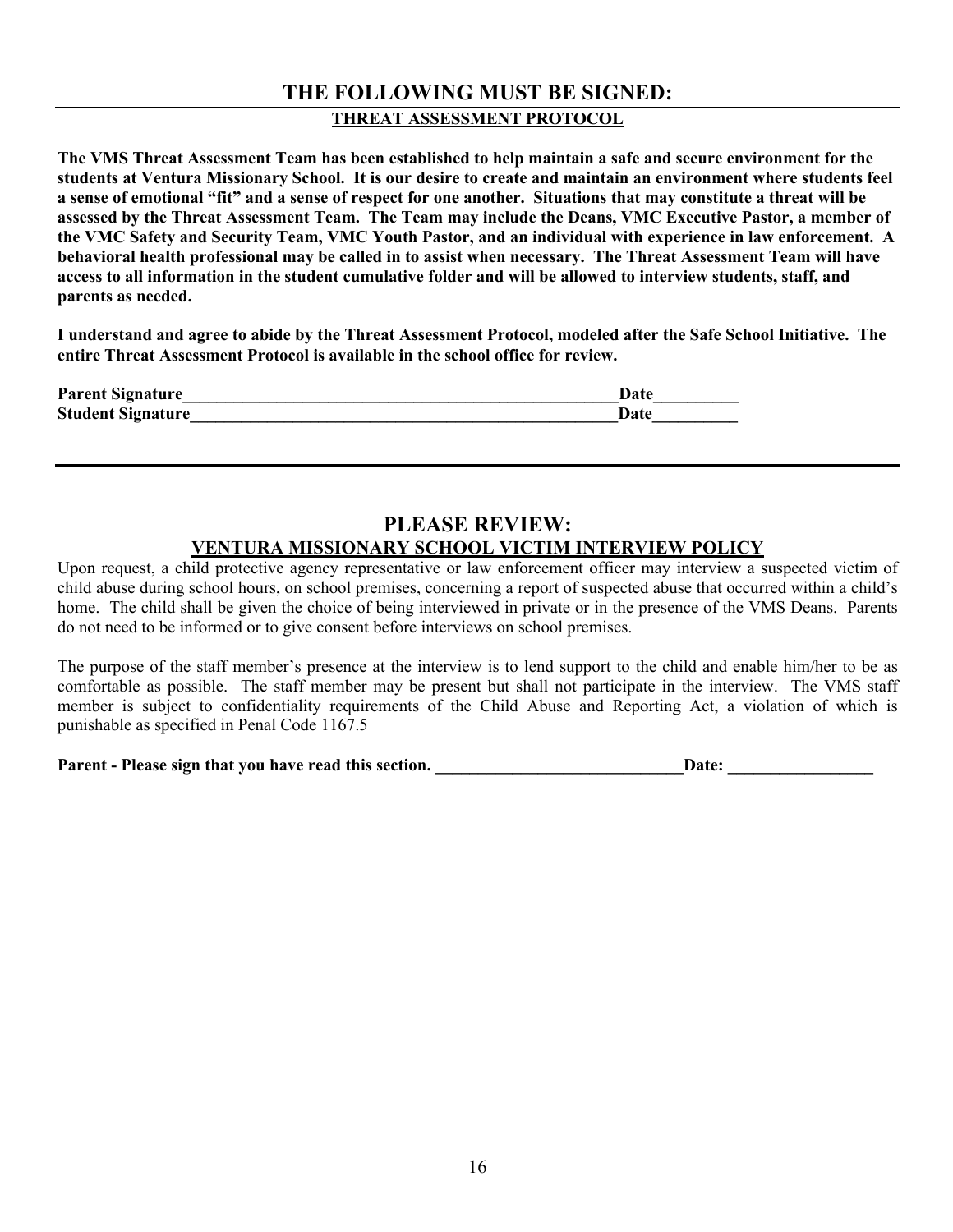## THE FOLLOWING MUST BE SIGNED:

### THREAT ASSESSMENT PROTOCOL

**The VMS Threat Assessment Team has been established to help maintain a safe and secure environment for the students at Ventura Missionary School. It is our desire to create and maintain an environment where students feel a sense of emotional "fit" and a sense of respect for one another. Situations that may constitute a threat will be assessed by the Threat Assessment Team. The Team may include the Deans, VMC Executive Pastor, a member of the VMC Safety and Security Team, VMC Youth Pastor, and an individual with experience in law enforcement. A behavioral health professional may be called in to assist when necessary. The Threat Assessment Team will have access to all information in the student cumulative folder and will be allowed to interview students, staff, and parents as needed.**

**I understand and agree to abide by the Threat Assessment Protocol, modeled after the Safe School Initiative. The entire Threat Assessment Protocol is available in the school office for review.**

**Parent Signature**_____________________________________________________**Date**__________
**Student Signature**____________________________________________________**Date**__________

---

## PLEASE REVIEW:

### VENTURA MISSIONARY SCHOOL VICTIM INTERVIEW POLICY

Upon request, a child protective agency representative or law enforcement officer may interview a suspected victim of child abuse during school hours, on school premises, concerning a report of suspected abuse that occurred within a child's home. The child shall be given the choice of being interviewed in private or in the presence of the VMS Deans. Parents do not need to be informed or to give consent before interviews on school premises.

The purpose of the staff member's presence at the interview is to lend support to the child and enable him/her to be as comfortable as possible. The staff member may be present but shall not participate in the interview. The VMS staff member is subject to confidentiality requirements of the Child Abuse and Reporting Act, a violation of which is punishable as specified in Penal Code 1167.5

**Parent - Please sign that you have read this section. _____________________________Date: _________________**